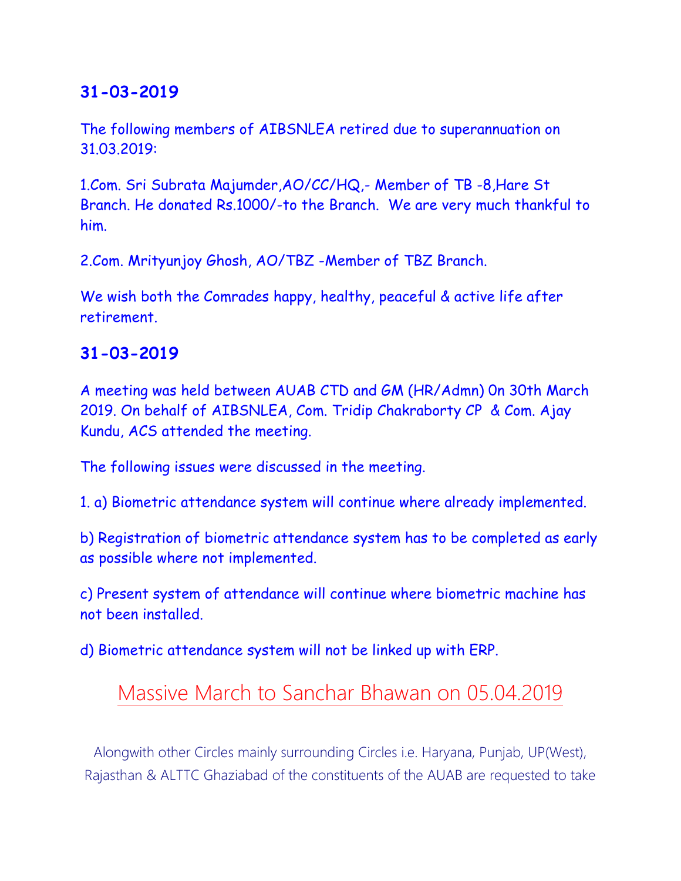## 31-03-2019

The following members of AIBSNLEA retired due to superannuation on 31.03.2019:

1.Com. Sri Subrata Majumder,AO/CC/HQ,- Member of TB -8,Hare St Branch. He donated Rs.1000/-to the Branch. We are very much thankful to him.

2.Com. Mrityunjoy Ghosh, AO/TBZ -Member of TBZ Branch.

We wish both the Comrades happy, healthy, peaceful & active life after retirement.

## 31-03-2019

A meeting was held between AUAB CTD and GM (HR/Admn) 0n 30th March 2019. On behalf of AIBSNLEA, Com. Tridip Chakraborty CP & Com. Ajay Kundu, ACS attended the meeting.

The following issues were discussed in the meeting.

1. a) Biometric attendance system will continue where already implemented.

b) Registration of biometric attendance system has to be completed as early as possible where not implemented.

c) Present system of attendance will continue where biometric machine has not been installed.

d) Biometric attendance system will not be linked up with ERP.

## Massive March to Sanchar Bhawan on 05.04.2019

Alongwith other Circles mainly surrounding Circles i.e. Haryana, Punjab, UP(West), Rajasthan & ALTTC Ghaziabad of the constituents of the AUAB are requested to take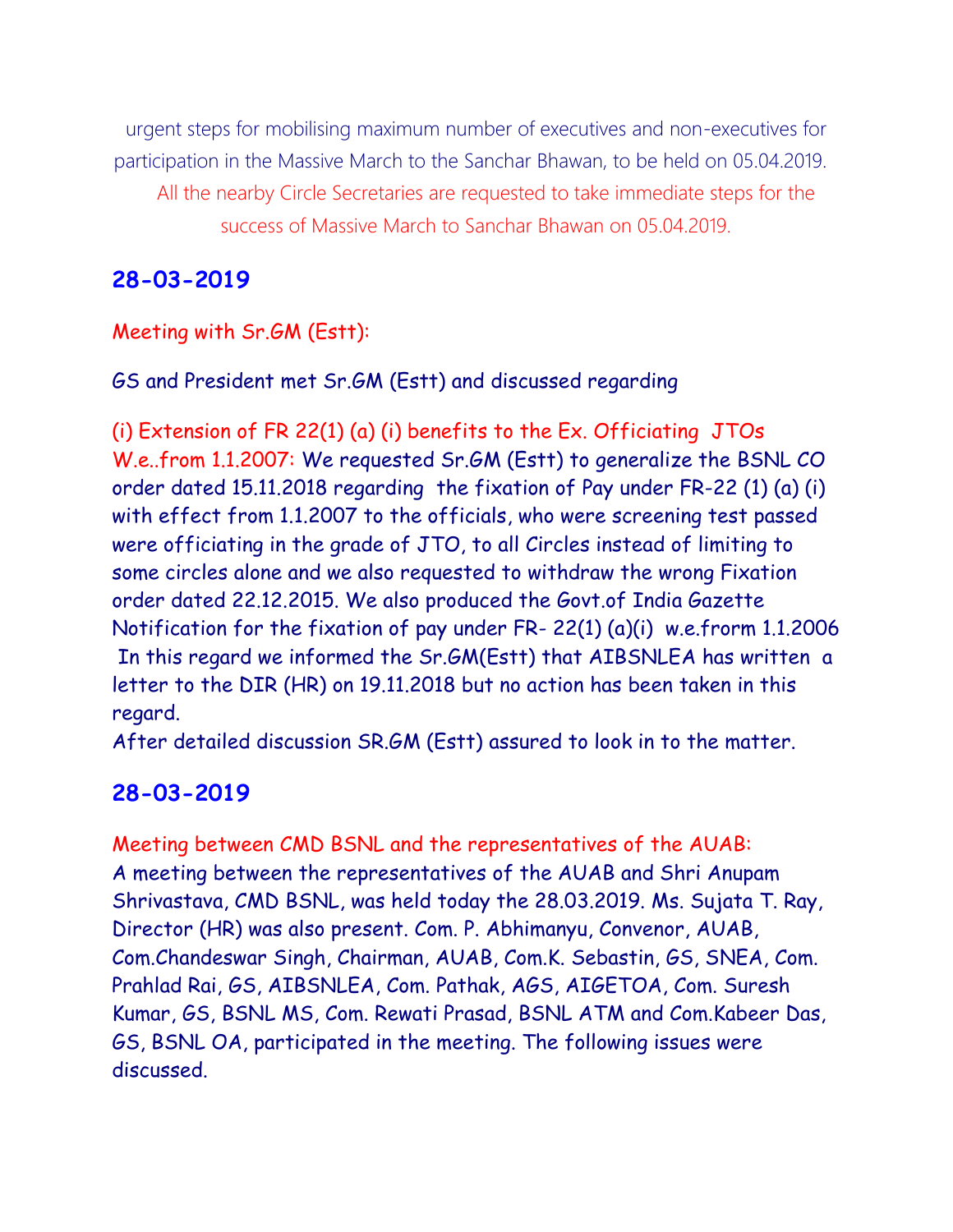urgent steps for mobilising maximum number of executives and non-executives for participation in the Massive March to the Sanchar Bhawan, to be held on 05.04.2019.

All the nearby Circle Secretaries are requested to take immediate steps for the success of Massive March to Sanchar Bhawan on 05.04.2019.

## 28-03-2019

Meeting with Sr.GM (Estt):

GS and President met Sr.GM (Estt) and discussed regarding

(i) Extension of FR 22(1) (a) (i) benefits to the Ex. Officiating JTOs W.e..from 1.1.2007: We requested Sr.GM (Estt) to generalize the BSNL CO order dated 15.11.2018 regarding the fixation of Pay under FR-22 (1) (a) (i) with effect from 1.1.2007 to the officials, who were screening test passed were officiating in the grade of JTO, to all Circles instead of limiting to some circles alone and we also requested to withdraw the wrong Fixation order dated 22.12.2015. We also produced the Govt.of India Gazette Notification for the fixation of pay under FR- 22(1) (a)(i) w.e.frorm 1.1.2006 In this regard we informed the Sr.GM(Estt) that AIBSNLEA has written a letter to the DIR (HR) on 19.11.2018 but no action has been taken in this regard.
After detailed discussion SR.GM (Estt) assured to look in to the matter.

## 28-03-2019

Meeting between CMD BSNL and the representatives of the AUAB:
A meeting between the representatives of the AUAB and Shri Anupam Shrivastava, CMD BSNL, was held today the 28.03.2019. Ms. Sujata T. Ray, Director (HR) was also present. Com. P. Abhimanyu, Convenor, AUAB, Com.Chandeswar Singh, Chairman, AUAB, Com.K. Sebastin, GS, SNEA, Com. Prahlad Rai, GS, AIBSNLEA, Com. Pathak, AGS, AIGETOA, Com. Suresh Kumar, GS, BSNL MS, Com. Rewati Prasad, BSNL ATM and Com.Kabeer Das, GS, BSNL OA, participated in the meeting. The following issues were discussed.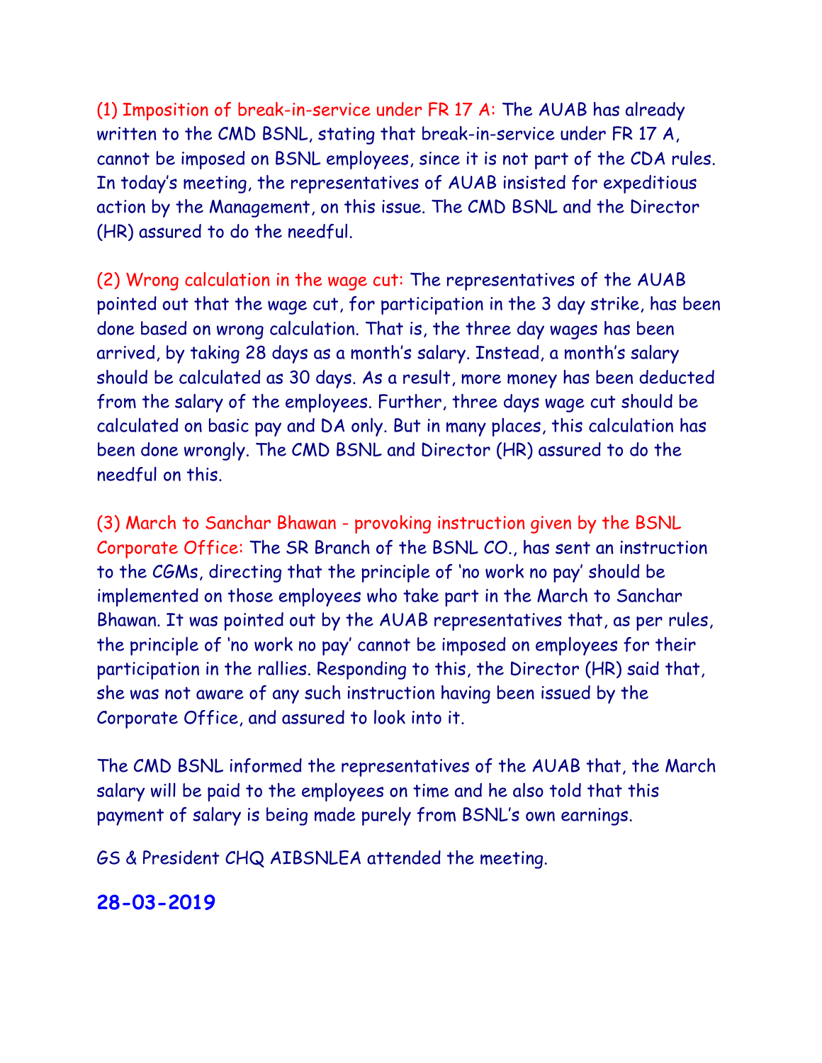(1) Imposition of break-in-service under FR 17 A: The AUAB has already written to the CMD BSNL, stating that break-in-service under FR 17 A, cannot be imposed on BSNL employees, since it is not part of the CDA rules. In today's meeting, the representatives of AUAB insisted for expeditious action by the Management, on this issue. The CMD BSNL and the Director (HR) assured to do the needful.

(2) Wrong calculation in the wage cut: The representatives of the AUAB pointed out that the wage cut, for participation in the 3 day strike, has been done based on wrong calculation. That is, the three day wages has been arrived, by taking 28 days as a month's salary. Instead, a month's salary should be calculated as 30 days. As a result, more money has been deducted from the salary of the employees. Further, three days wage cut should be calculated on basic pay and DA only. But in many places, this calculation has been done wrongly. The CMD BSNL and Director (HR) assured to do the needful on this.

(3) March to Sanchar Bhawan - provoking instruction given by the BSNL Corporate Office: The SR Branch of the BSNL CO., has sent an instruction to the CGMs, directing that the principle of 'no work no pay' should be implemented on those employees who take part in the March to Sanchar Bhawan. It was pointed out by the AUAB representatives that, as per rules, the principle of 'no work no pay' cannot be imposed on employees for their participation in the rallies. Responding to this, the Director (HR) said that, she was not aware of any such instruction having been issued by the Corporate Office, and assured to look into it.

The CMD BSNL informed the representatives of the AUAB that, the March salary will be paid to the employees on time and he also told that this payment of salary is being made purely from BSNL's own earnings.

GS & President CHQ AIBSNLEA attended the meeting.

**28-03-2019**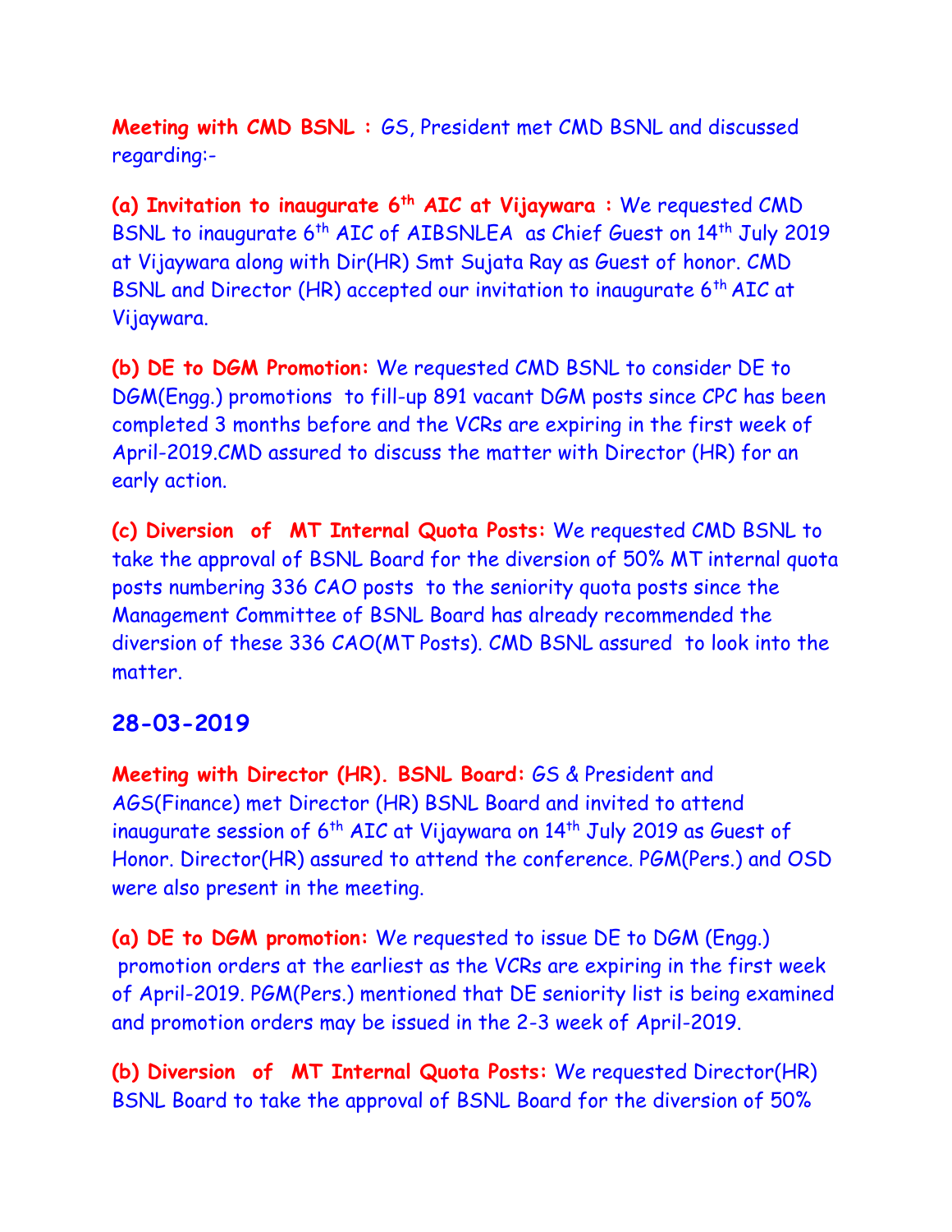**Meeting with CMD BSNL :** GS, President met CMD BSNL and discussed regarding:-

**(a) Invitation to inaugurate 6th AIC at Vijaywara :** We requested CMD BSNL to inaugurate 6th AIC of AIBSNLEA as Chief Guest on 14th July 2019 at Vijaywara along with Dir(HR) Smt Sujata Ray as Guest of honor. CMD BSNL and Director (HR) accepted our invitation to inaugurate 6th AIC at Vijaywara.

**(b) DE to DGM Promotion:** We requested CMD BSNL to consider DE to DGM(Engg.) promotions to fill-up 891 vacant DGM posts since CPC has been completed 3 months before and the VCRs are expiring in the first week of April-2019.CMD assured to discuss the matter with Director (HR) for an early action.

**(c) Diversion of MT Internal Quota Posts:** We requested CMD BSNL to take the approval of BSNL Board for the diversion of 50% MT internal quota posts numbering 336 CAO posts to the seniority quota posts since the Management Committee of BSNL Board has already recommended the diversion of these 336 CAO(MT Posts). CMD BSNL assured to look into the matter.

## 28-03-2019

**Meeting with Director (HR). BSNL Board:** GS & President and AGS(Finance) met Director (HR) BSNL Board and invited to attend inaugurate session of 6th AIC at Vijaywara on 14th July 2019 as Guest of Honor. Director(HR) assured to attend the conference. PGM(Pers.) and OSD were also present in the meeting.

**(a) DE to DGM promotion:** We requested to issue DE to DGM (Engg.) promotion orders at the earliest as the VCRs are expiring in the first week of April-2019. PGM(Pers.) mentioned that DE seniority list is being examined and promotion orders may be issued in the 2-3 week of April-2019.

**(b) Diversion of MT Internal Quota Posts:** We requested Director(HR) BSNL Board to take the approval of BSNL Board for the diversion of 50%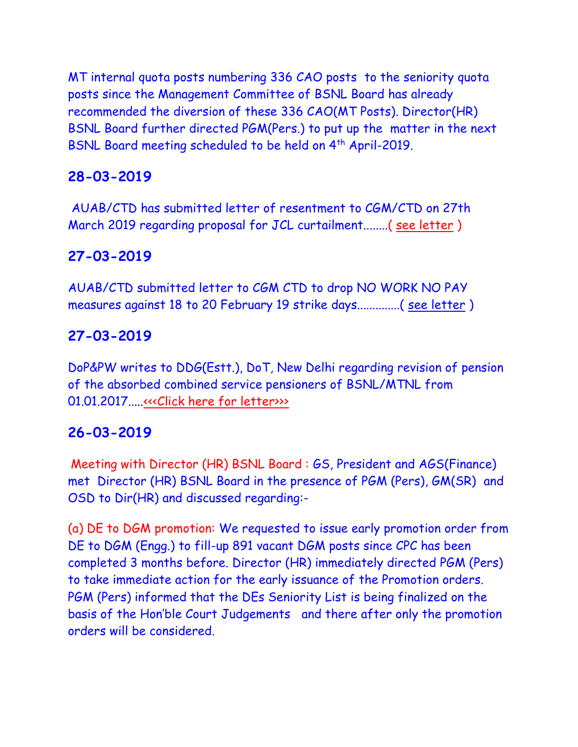MT internal quota posts numbering 336 CAO posts to the seniority quota posts since the Management Committee of BSNL Board has already recommended the diversion of these 336 CAO(MT Posts). Director(HR) BSNL Board further directed PGM(Pers.) to put up the matter in the next BSNL Board meeting scheduled to be held on 4th April-2019.

## 28-03-2019

AUAB/CTD has submitted letter of resentment to CGM/CTD on 27th March 2019 regarding proposal for JCL curtailment........( see letter )

## 27-03-2019

AUAB/CTD submitted letter to CGM CTD to drop NO WORK NO PAY measures against 18 to 20 February 19 strike days.............( see letter )

## 27-03-2019

DoP&PW writes to DDG(Estt.), DoT, New Delhi regarding revision of pension of the absorbed combined service pensioners of BSNL/MTNL from 01.01.2017.....<<<Click here for letter>>>

## 26-03-2019

Meeting with Director (HR) BSNL Board : GS, President and AGS(Finance) met Director (HR) BSNL Board in the presence of PGM (Pers), GM(SR) and OSD to Dir(HR) and discussed regarding:-

(a) DE to DGM promotion: We requested to issue early promotion order from DE to DGM (Engg.) to fill-up 891 vacant DGM posts since CPC has been completed 3 months before. Director (HR) immediately directed PGM (Pers) to take immediate action for the early issuance of the Promotion orders. PGM (Pers) informed that the DEs Seniority List is being finalized on the basis of the Hon'ble Court Judgements and there after only the promotion orders will be considered.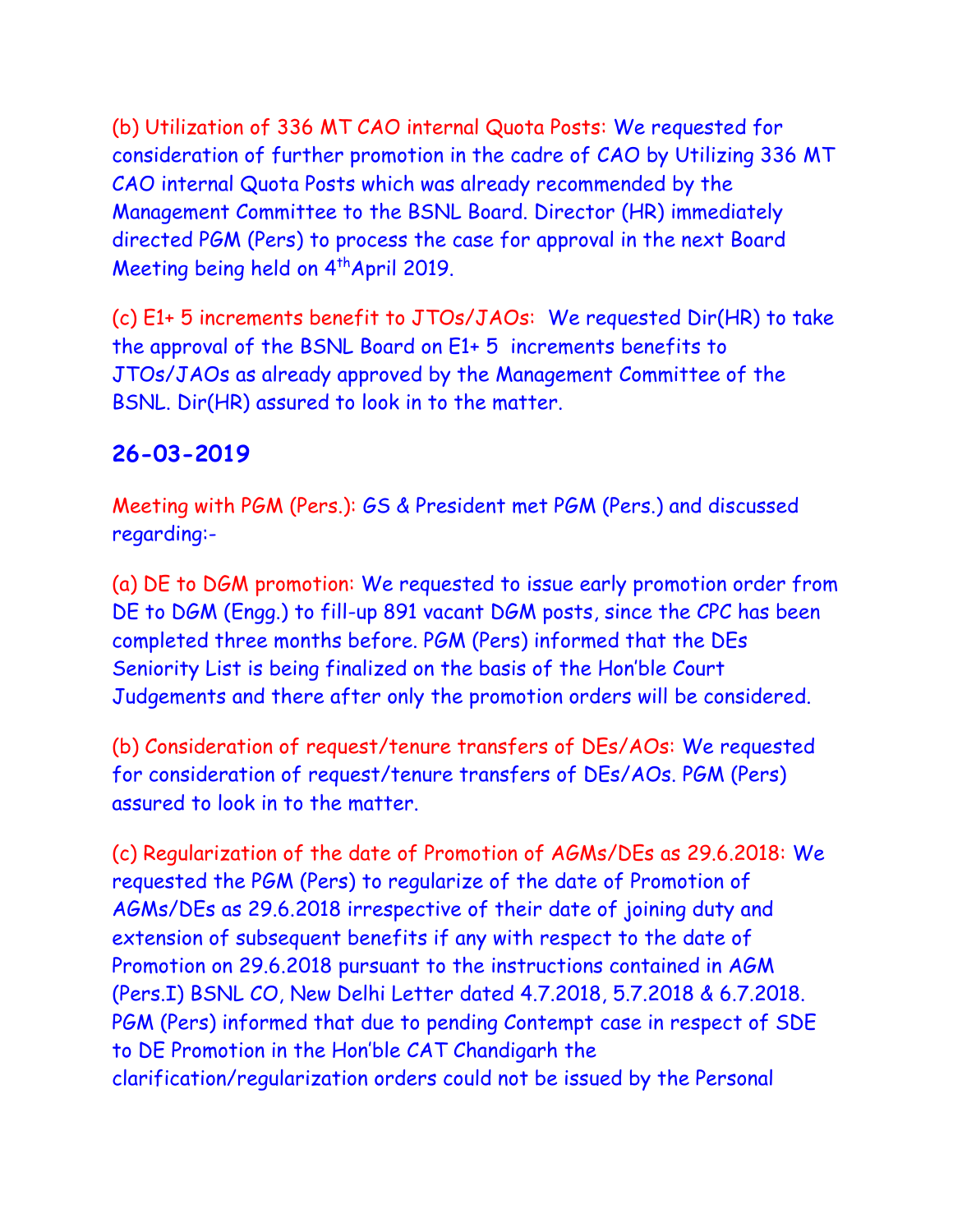(b) Utilization of 336 MT CAO internal Quota Posts: We requested for consideration of further promotion in the cadre of CAO by Utilizing 336 MT CAO internal Quota Posts which was already recommended by the Management Committee to the BSNL Board. Director (HR) immediately directed PGM (Pers) to process the case for approval in the next Board Meeting being held on 4th April 2019.

(c) E1+ 5 increments benefit to JTOs/JAOs: We requested Dir(HR) to take the approval of the BSNL Board on E1+ 5 increments benefits to JTOs/JAOs as already approved by the Management Committee of the BSNL. Dir(HR) assured to look in to the matter.

## 26-03-2019

Meeting with PGM (Pers.): GS & President met PGM (Pers.) and discussed regarding:-

(a) DE to DGM promotion: We requested to issue early promotion order from DE to DGM (Engg.) to fill-up 891 vacant DGM posts, since the CPC has been completed three months before. PGM (Pers) informed that the DEs Seniority List is being finalized on the basis of the Hon'ble Court Judgements and there after only the promotion orders will be considered.

(b) Consideration of request/tenure transfers of DEs/AOs: We requested for consideration of request/tenure transfers of DEs/AOs. PGM (Pers) assured to look in to the matter.

(c) Regularization of the date of Promotion of AGMs/DEs as 29.6.2018: We requested the PGM (Pers) to regularize of the date of Promotion of AGMs/DEs as 29.6.2018 irrespective of their date of joining duty and extension of subsequent benefits if any with respect to the date of Promotion on 29.6.2018 pursuant to the instructions contained in AGM (Pers.I) BSNL CO, New Delhi Letter dated 4.7.2018, 5.7.2018 & 6.7.2018. PGM (Pers) informed that due to pending Contempt case in respect of SDE to DE Promotion in the Hon'ble CAT Chandigarh the clarification/regularization orders could not be issued by the Personal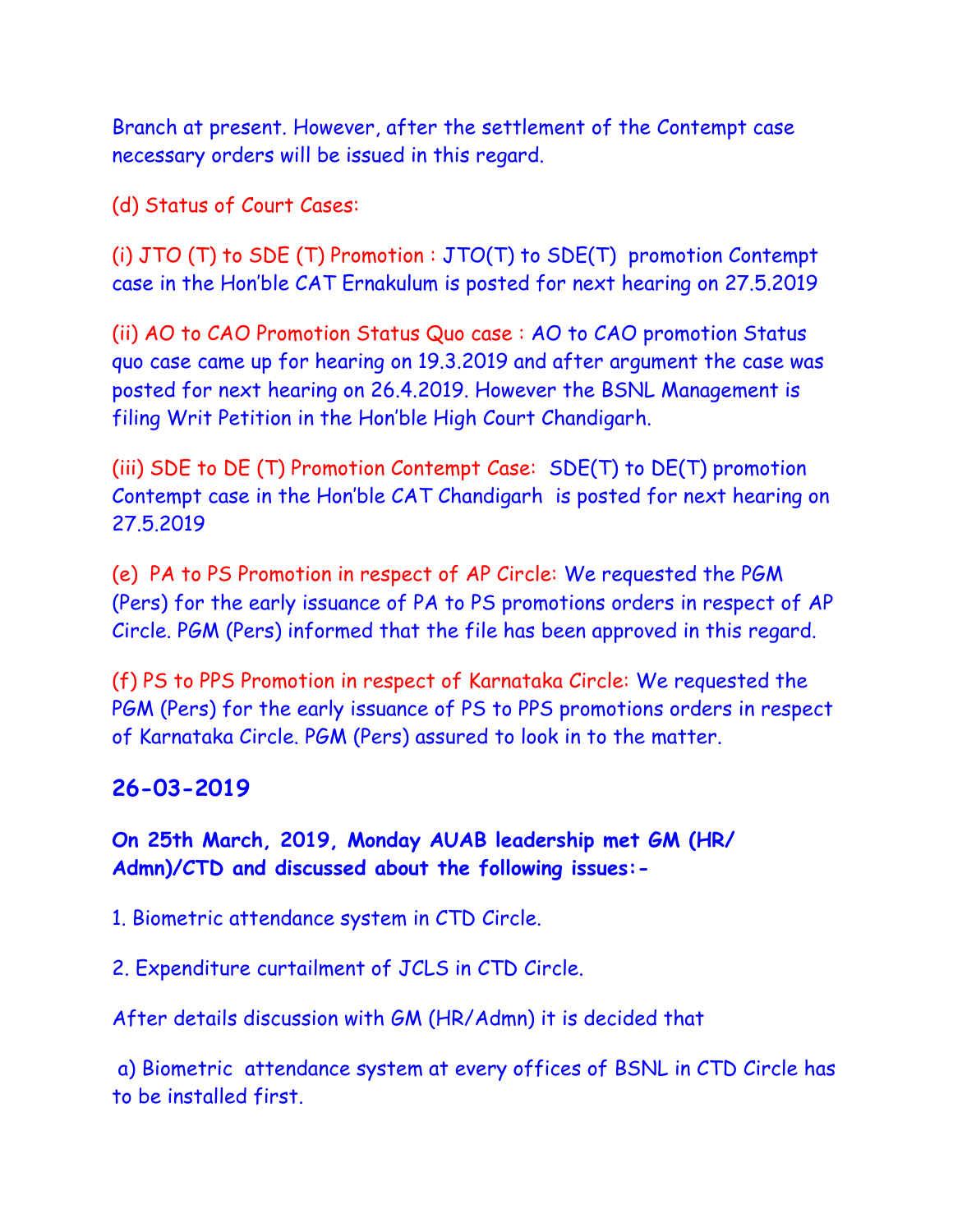Branch at present. However, after the settlement of the Contempt case necessary orders will be issued in this regard.

(d) Status of Court Cases:

(i) JTO (T) to SDE (T) Promotion : JTO(T) to SDE(T) promotion Contempt case in the Hon'ble CAT Ernakulam is posted for next hearing on 27.5.2019

(ii) AO to CAO Promotion Status Quo case : AO to CAO promotion Status quo case came up for hearing on 19.3.2019 and after argument the case was posted for next hearing on 26.4.2019. However the BSNL Management is filing Writ Petition in the Hon'ble High Court Chandigarh.

(iii) SDE to DE (T) Promotion Contempt Case: SDE(T) to DE(T) promotion Contempt case in the Hon'ble CAT Chandigarh is posted for next hearing on 27.5.2019

(e) PA to PS Promotion in respect of AP Circle: We requested the PGM (Pers) for the early issuance of PA to PS promotions orders in respect of AP Circle. PGM (Pers) informed that the file has been approved in this regard.

(f) PS to PPS Promotion in respect of Karnataka Circle: We requested the PGM (Pers) for the early issuance of PS to PPS promotions orders in respect of Karnataka Circle. PGM (Pers) assured to look in to the matter.

## 26-03-2019

**On 25th March, 2019, Monday AUAB leadership met GM (HR/ Admn)/CTD and discussed about the following issues:-**

1. Biometric attendance system in CTD Circle.

2. Expenditure curtailment of JCLS in CTD Circle.

After details discussion with GM (HR/Admn) it is decided that

a) Biometric attendance system at every offices of BSNL in CTD Circle has to be installed first.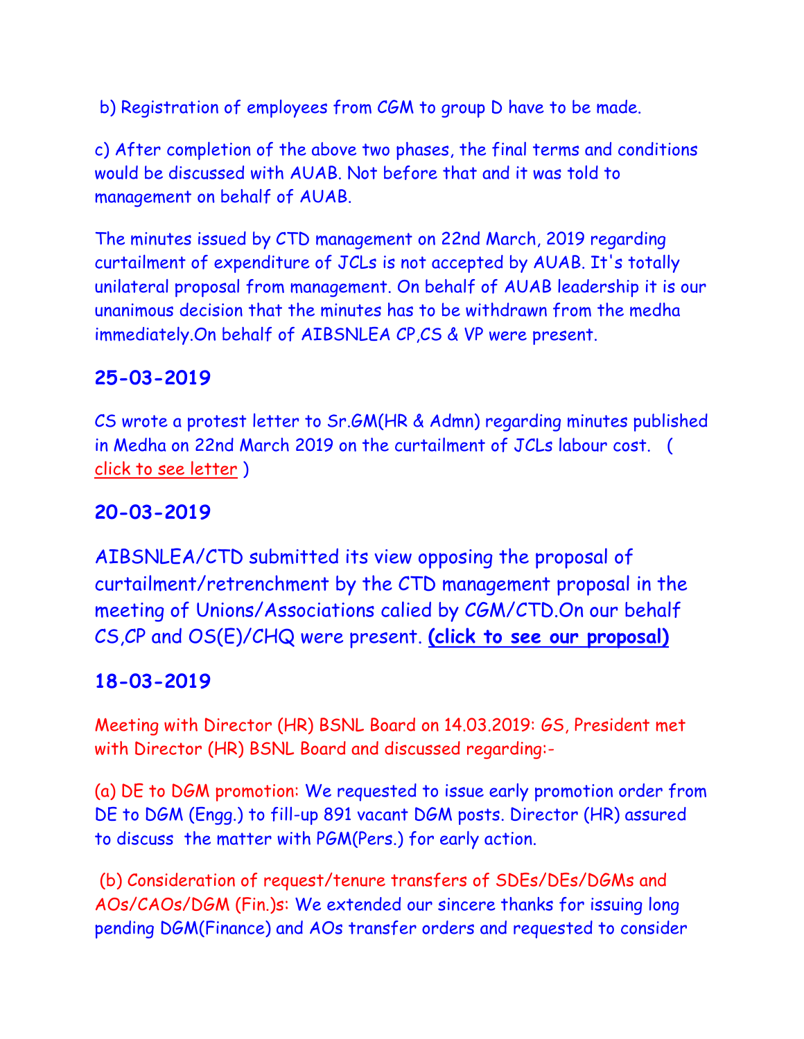b) Registration of employees from CGM to group D have to be made.

c) After completion of the above two phases, the final terms and conditions would be discussed with AUAB. Not before that and it was told to management on behalf of AUAB.

The minutes issued by CTD management on 22nd March, 2019 regarding curtailment of expenditure of JCLs is not accepted by AUAB. It's totally unilateral proposal from management. On behalf of AUAB leadership it is our unanimous decision that the minutes has to be withdrawn from the medha immediately.On behalf of AIBSNLEA CP,CS & VP were present.

## 25-03-2019

CS wrote a protest letter to Sr.GM(HR & Admn) regarding minutes published in Medha on 22nd March 2019 on the curtailment of JCLs labour cost. ( click to see letter )

## 20-03-2019

AIBSNLEA/CTD submitted its view opposing the proposal of curtailment/retrenchment by the CTD management proposal in the meeting of Unions/Associations calied by CGM/CTD.On our behalf CS,CP and OS(E)/CHQ were present. **(click to see our proposal)**

## 18-03-2019

Meeting with Director (HR) BSNL Board on 14.03.2019: GS, President met with Director (HR) BSNL Board and discussed regarding:-

(a) DE to DGM promotion: We requested to issue early promotion order from DE to DGM (Engg.) to fill-up 891 vacant DGM posts. Director (HR) assured to discuss the matter with PGM(Pers.) for early action.

(b) Consideration of request/tenure transfers of SDEs/DEs/DGMs and AOs/CAOs/DGM (Fin.)s: We extended our sincere thanks for issuing long pending DGM(Finance) and AOs transfer orders and requested to consider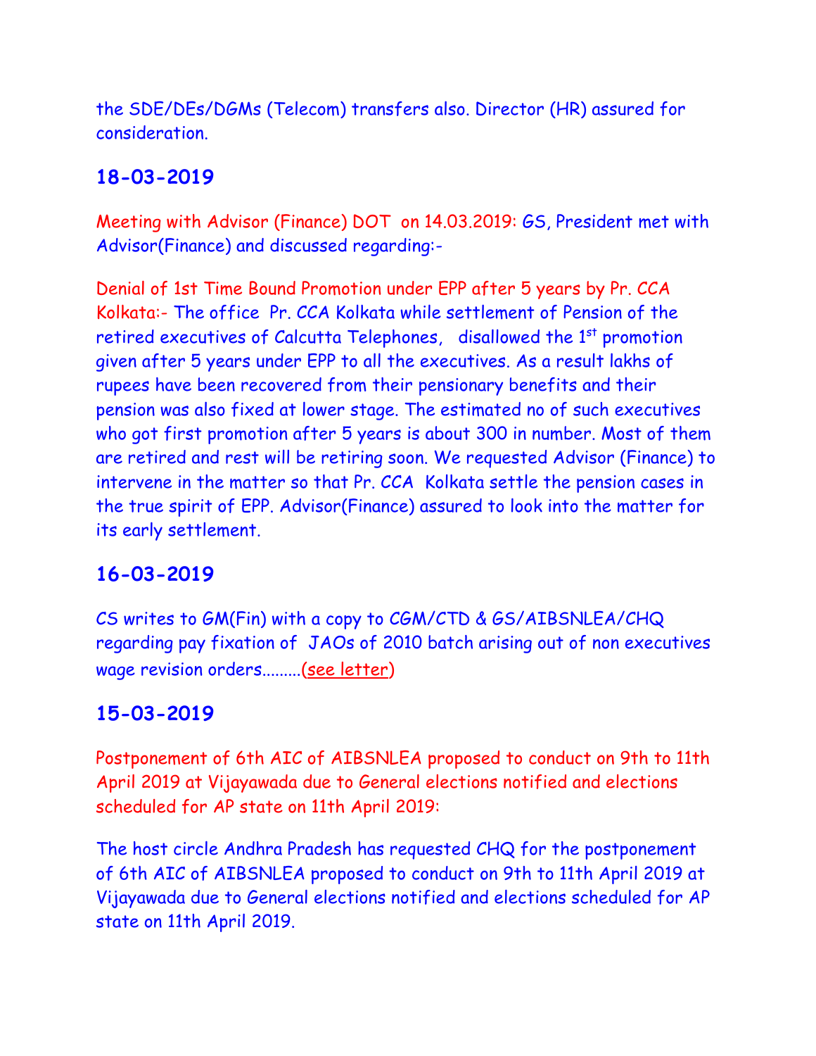the SDE/DEs/DGMs (Telecom) transfers also. Director (HR) assured for consideration.

## 18-03-2019

Meeting with Advisor (Finance) DOT on 14.03.2019: GS, President met with Advisor(Finance) and discussed regarding:-

Denial of 1st Time Bound Promotion under EPP after 5 years by Pr. CCA Kolkata:- The office Pr. CCA Kolkata while settlement of Pension of the retired executives of Calcutta Telephones, disallowed the 1st promotion given after 5 years under EPP to all the executives. As a result lakhs of rupees have been recovered from their pensionary benefits and their pension was also fixed at lower stage. The estimated no of such executives who got first promotion after 5 years is about 300 in number. Most of them are retired and rest will be retiring soon. We requested Advisor (Finance) to intervene in the matter so that Pr. CCA Kolkata settle the pension cases in the true spirit of EPP. Advisor(Finance) assured to look into the matter for its early settlement.

## 16-03-2019

CS writes to GM(Fin) with a copy to CGM/CTD & GS/AIBSNLEA/CHQ regarding pay fixation of JAOs of 2010 batch arising out of non executives wage revision orders.........(see letter)

## 15-03-2019

Postponement of 6th AIC of AIBSNLEA proposed to conduct on 9th to 11th April 2019 at Vijayawada due to General elections notified and elections scheduled for AP state on 11th April 2019:

The host circle Andhra Pradesh has requested CHQ for the postponement of 6th AIC of AIBSNLEA proposed to conduct on 9th to 11th April 2019 at Vijayawada due to General elections notified and elections scheduled for AP state on 11th April 2019.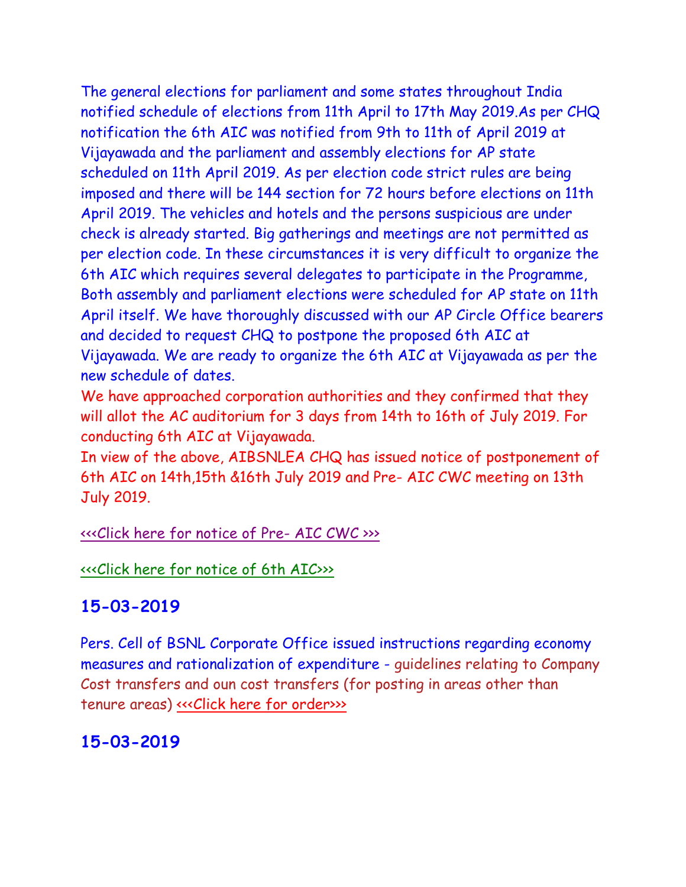The general elections for parliament and some states throughout India notified schedule of elections from 11th April to 17th May 2019.As per CHQ notification the 6th AIC was notified from 9th to 11th of April 2019 at Vijayawada and the parliament and assembly elections for AP state scheduled on 11th April 2019. As per election code strict rules are being imposed and there will be 144 section for 72 hours before elections on 11th April 2019. The vehicles and hotels and the persons suspicious are under check is already started. Big gatherings and meetings are not permitted as per election code. In these circumstances it is very difficult to organize the 6th AIC which requires several delegates to participate in the Programme, Both assembly and parliament elections were scheduled for AP state on 11th April itself. We have thoroughly discussed with our AP Circle Office bearers and decided to request CHQ to postpone the proposed 6th AIC at Vijayawada. We are ready to organize the 6th AIC at Vijayawada as per the new schedule of dates.

We have approached corporation authorities and they confirmed that they will allot the AC auditorium for 3 days from 14th to 16th of July 2019. For conducting 6th AIC at Vijayawada.

In view of the above, AIBSNLEA CHQ has issued notice of postponement of 6th AIC on 14th,15th &16th July 2019 and Pre- AIC CWC meeting on 13th July 2019.

<<<Click here for notice of Pre- AIC CWC >>>

<<<Click here for notice of 6th AIC>>>

## 15-03-2019

Pers. Cell of BSNL Corporate Office issued instructions regarding economy measures and rationalization of expenditure - guidelines relating to Company Cost transfers and oun cost transfers (for posting in areas other than tenure areas) <<<Click here for order>>>

## 15-03-2019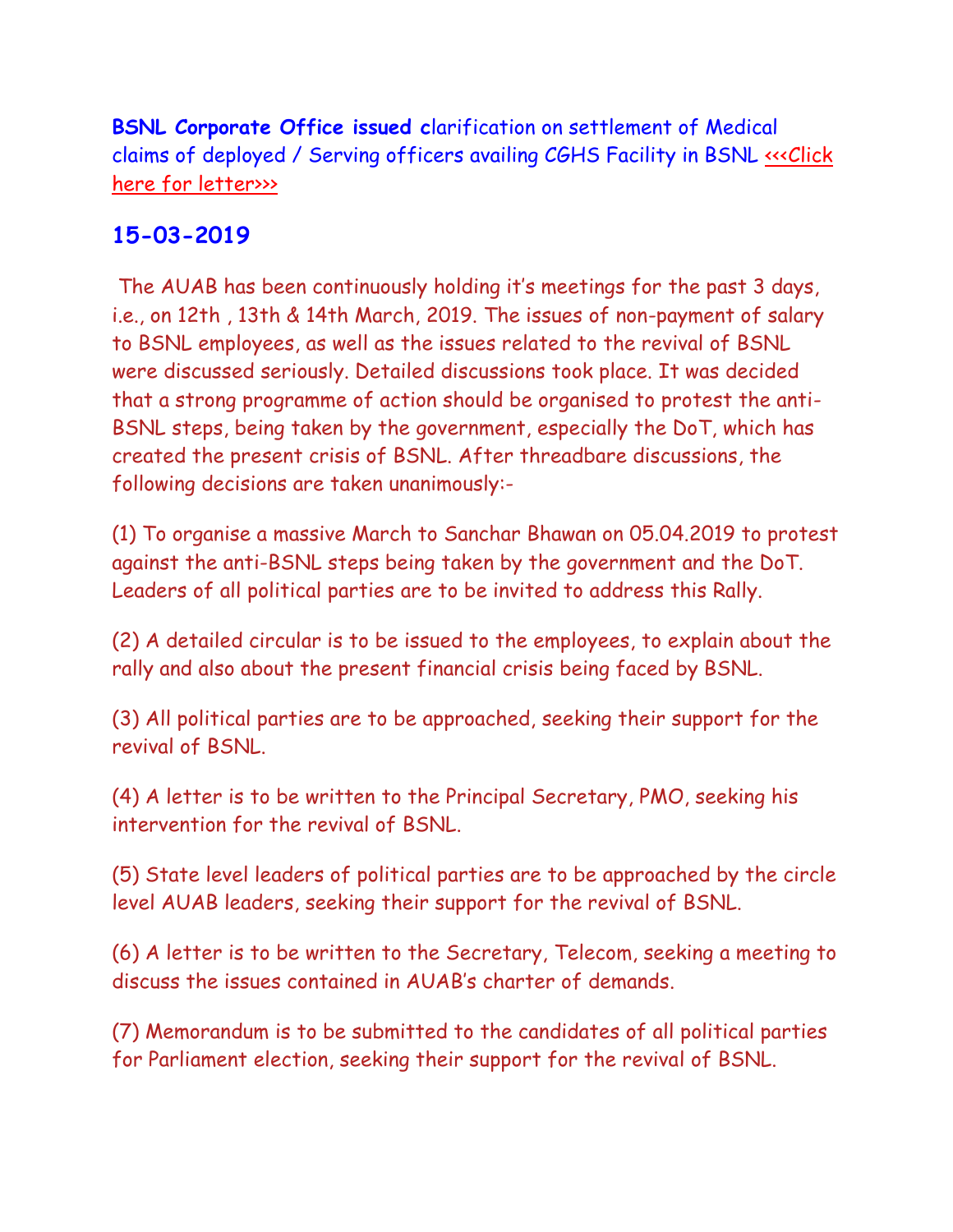**BSNL Corporate Office issued c**larification on settlement of Medical claims of deployed / Serving officers availing CGHS Facility in BSNL <<<Click here for letter>>>

## 15-03-2019

The AUAB has been continuously holding it's meetings for the past 3 days, i.e., on 12th , 13th & 14th March, 2019. The issues of non-payment of salary to BSNL employees, as well as the issues related to the revival of BSNL were discussed seriously. Detailed discussions took place. It was decided that a strong programme of action should be organised to protest the anti-BSNL steps, being taken by the government, especially the DoT, which has created the present crisis of BSNL. After threadbare discussions, the following decisions are taken unanimously:-

(1) To organise a massive March to Sanchar Bhawan on 05.04.2019 to protest against the anti-BSNL steps being taken by the government and the DoT. Leaders of all political parties are to be invited to address this Rally.

(2) A detailed circular is to be issued to the employees, to explain about the rally and also about the present financial crisis being faced by BSNL.

(3) All political parties are to be approached, seeking their support for the revival of BSNL.

(4) A letter is to be written to the Principal Secretary, PMO, seeking his intervention for the revival of BSNL.

(5) State level leaders of political parties are to be approached by the circle level AUAB leaders, seeking their support for the revival of BSNL.

(6) A letter is to be written to the Secretary, Telecom, seeking a meeting to discuss the issues contained in AUAB's charter of demands.

(7) Memorandum is to be submitted to the candidates of all political parties for Parliament election, seeking their support for the revival of BSNL.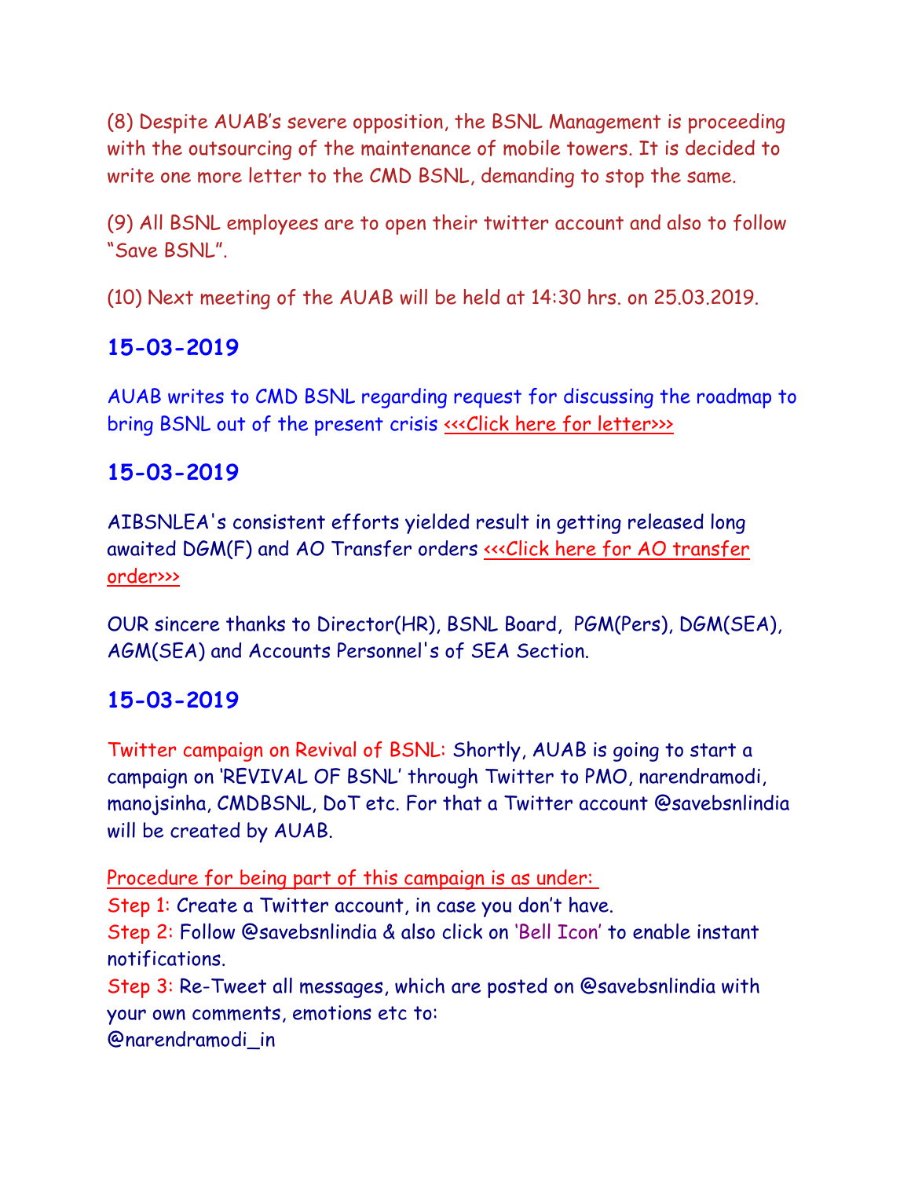(8) Despite AUAB's severe opposition, the BSNL Management is proceeding with the outsourcing of the maintenance of mobile towers. It is decided to write one more letter to the CMD BSNL, demanding to stop the same.

(9) All BSNL employees are to open their twitter account and also to follow "Save BSNL".

(10) Next meeting of the AUAB will be held at 14:30 hrs. on 25.03.2019.

## 15-03-2019

AUAB writes to CMD BSNL regarding request for discussing the roadmap to bring BSNL out of the present crisis <<<Click here for letter>>>

## 15-03-2019

AIBSNLEA's consistent efforts yielded result in getting released long awaited DGM(F) and AO Transfer orders <<<Click here for AO transfer order>>>

OUR sincere thanks to Director(HR), BSNL Board, PGM(Pers), DGM(SEA), AGM(SEA) and Accounts Personnel's of SEA Section.

## 15-03-2019

Twitter campaign on Revival of BSNL: Shortly, AUAB is going to start a campaign on 'REVIVAL OF BSNL' through Twitter to PMO, narendramodi, manojsinha, CMDBSNL, DoT etc. For that a Twitter account @savebsnlindia will be created by AUAB.

Procedure for being part of this campaign is as under:
Step 1: Create a Twitter account, in case you don't have.
Step 2: Follow @savebsnlindia & also click on 'Bell Icon' to enable instant notifications.
Step 3: Re-Tweet all messages, which are posted on @savebsnlindia with your own comments, emotions etc to:
@narendramodi_in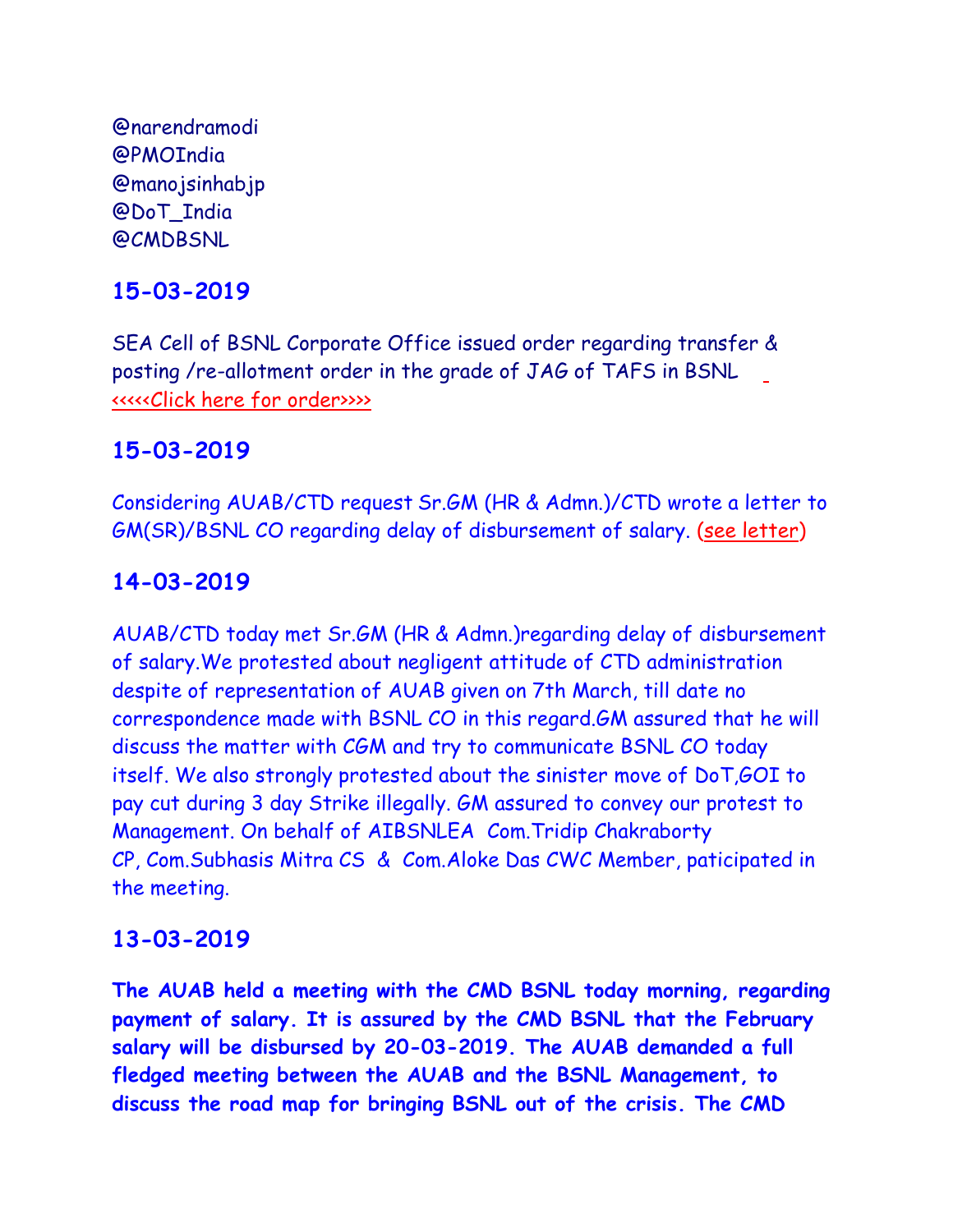@narendramodi
@PMOIndia
@manojsinhabjp
@DoT_India
@CMDBSNL

## 15-03-2019

SEA Cell of BSNL Corporate Office issued order regarding transfer & posting /re-allotment order in the grade of JAG of TAFS in BSNL <<<<<Click here for order>>>>

## 15-03-2019

Considering AUAB/CTD request Sr.GM (HR & Admn.)/CTD wrote a letter to GM(SR)/BSNL CO regarding delay of disbursement of salary. (see letter)

## 14-03-2019

AUAB/CTD today met Sr.GM (HR & Admn.)regarding delay of disbursement of salary.We protested about negligent attitude of CTD administration despite of representation of AUAB given on 7th March, till date no correspondence made with BSNL CO in this regard.GM assured that he will discuss the matter with CGM and try to communicate BSNL CO today itself. We also strongly protested about the sinister move of DoT,GOI to pay cut during 3 day Strike illegally. GM assured to convey our protest to Management. On behalf of AIBSNLEA Com.Tridip Chakraborty CP, Com.Subhasis Mitra CS & Com.Aloke Das CWC Member, paticipated in the meeting.

## 13-03-2019

**The AUAB held a meeting with the CMD BSNL today morning, regarding payment of salary. It is assured by the CMD BSNL that the February salary will be disbursed by 20-03-2019. The AUAB demanded a full fledged meeting between the AUAB and the BSNL Management, to discuss the road map for bringing BSNL out of the crisis. The CMD**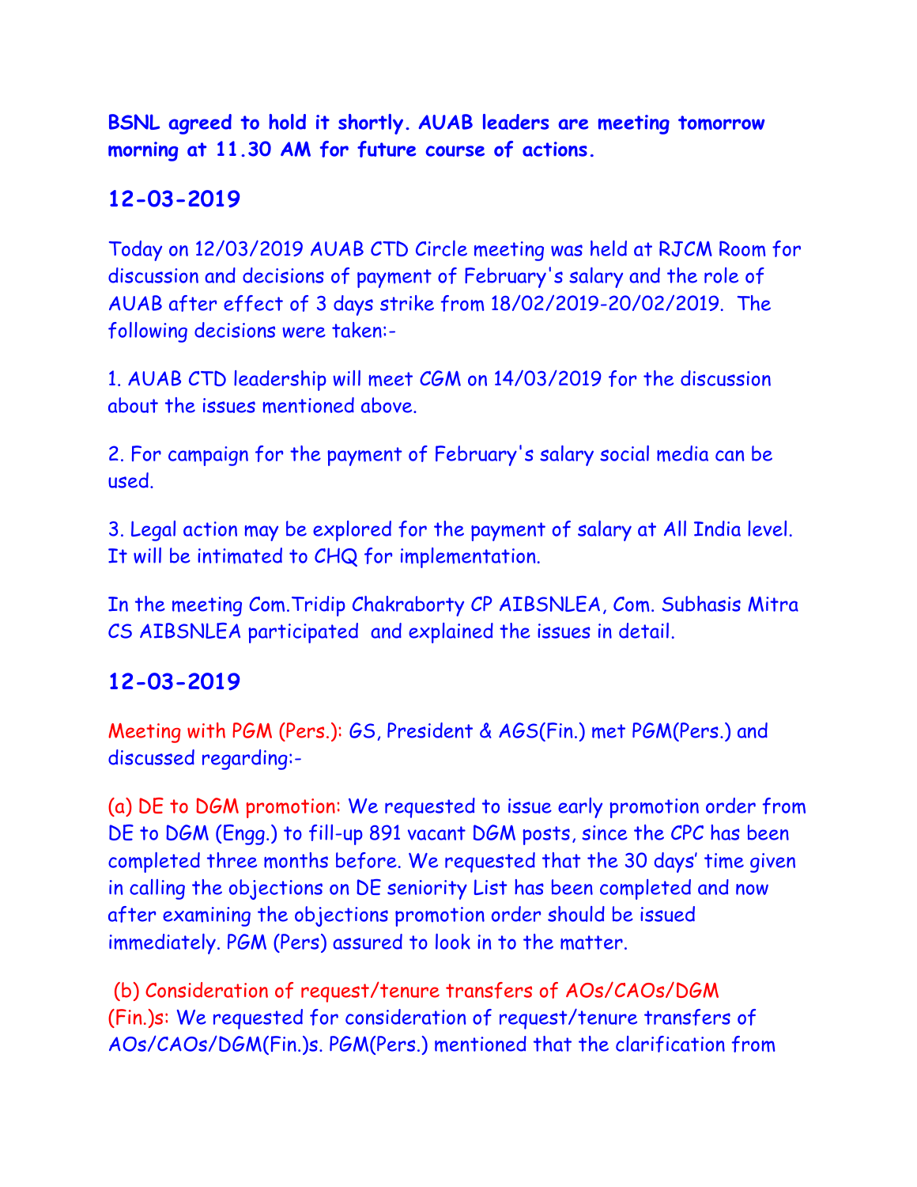**BSNL agreed to hold it shortly. AUAB leaders are meeting tomorrow morning at 11.30 AM for future course of actions.**

## 12-03-2019

Today on 12/03/2019 AUAB CTD Circle meeting was held at RJCM Room for discussion and decisions of payment of February's salary and the role of AUAB after effect of 3 days strike from 18/02/2019-20/02/2019. The following decisions were taken:-

1. AUAB CTD leadership will meet CGM on 14/03/2019 for the discussion about the issues mentioned above.

2. For campaign for the payment of February's salary social media can be used.

3. Legal action may be explored for the payment of salary at All India level. It will be intimated to CHQ for implementation.

In the meeting Com.Tridip Chakraborty CP AIBSNLEA, Com. Subhasis Mitra CS AIBSNLEA participated and explained the issues in detail.

## 12-03-2019

Meeting with PGM (Pers.): GS, President & AGS(Fin.) met PGM(Pers.) and discussed regarding:-

(a) DE to DGM promotion: We requested to issue early promotion order from DE to DGM (Engg.) to fill-up 891 vacant DGM posts, since the CPC has been completed three months before. We requested that the 30 days' time given in calling the objections on DE seniority List has been completed and now after examining the objections promotion order should be issued immediately. PGM (Pers) assured to look in to the matter.

(b) Consideration of request/tenure transfers of AOs/CAOs/DGM (Fin.)s: We requested for consideration of request/tenure transfers of AOs/CAOs/DGM(Fin.)s. PGM(Pers.) mentioned that the clarification from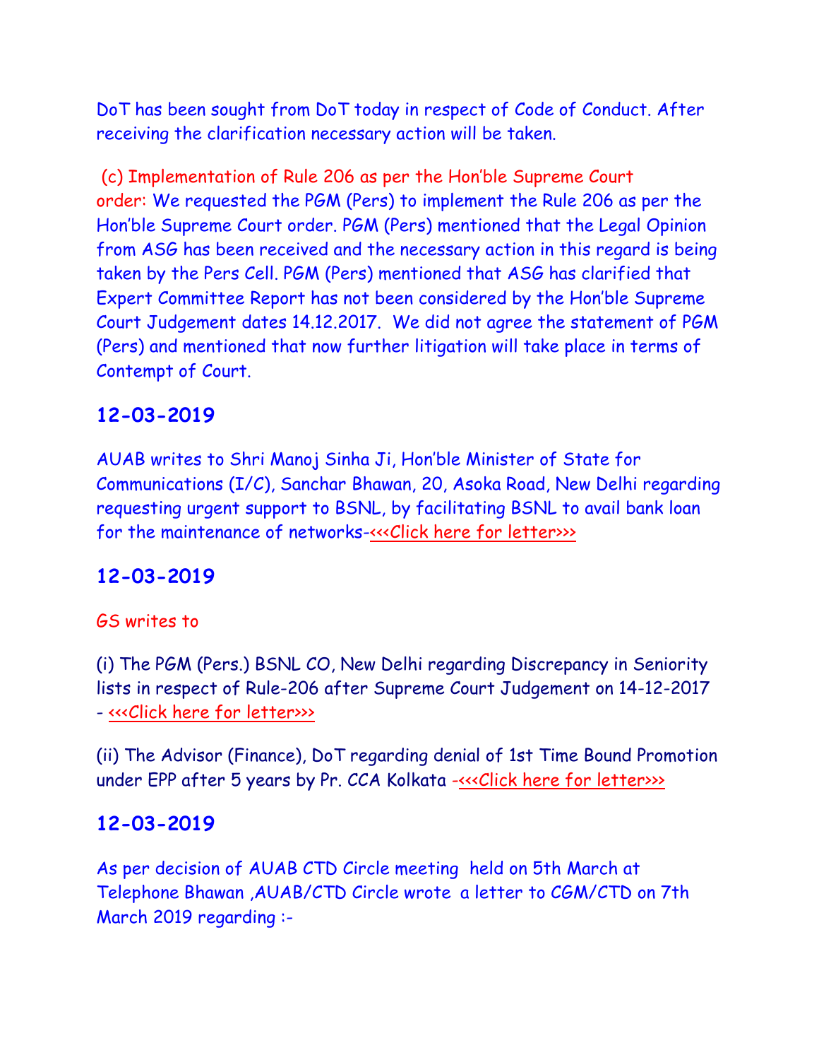DoT has been sought from DoT today in respect of Code of Conduct. After receiving the clarification necessary action will be taken.

(c) Implementation of Rule 206 as per the Hon'ble Supreme Court order: We requested the PGM (Pers) to implement the Rule 206 as per the Hon'ble Supreme Court order. PGM (Pers) mentioned that the Legal Opinion from ASG has been received and the necessary action in this regard is being taken by the Pers Cell. PGM (Pers) mentioned that ASG has clarified that Expert Committee Report has not been considered by the Hon'ble Supreme Court Judgement dates 14.12.2017. We did not agree the statement of PGM (Pers) and mentioned that now further litigation will take place in terms of Contempt of Court.

## 12-03-2019

AUAB writes to Shri Manoj Sinha Ji, Hon'ble Minister of State for Communications (I/C), Sanchar Bhawan, 20, Asoka Road, New Delhi regarding requesting urgent support to BSNL, by facilitating BSNL to avail bank loan for the maintenance of networks-<<<Click here for letter>>>

## 12-03-2019

GS writes to

(i) The PGM (Pers.) BSNL CO, New Delhi regarding Discrepancy in Seniority lists in respect of Rule-206 after Supreme Court Judgement on 14-12-2017 - <<<Click here for letter>>>

(ii) The Advisor (Finance), DoT regarding denial of 1st Time Bound Promotion under EPP after 5 years by Pr. CCA Kolkata -<<<Click here for letter>>>

## 12-03-2019

As per decision of AUAB CTD Circle meeting held on 5th March at Telephone Bhawan ,AUAB/CTD Circle wrote a letter to CGM/CTD on 7th March 2019 regarding :-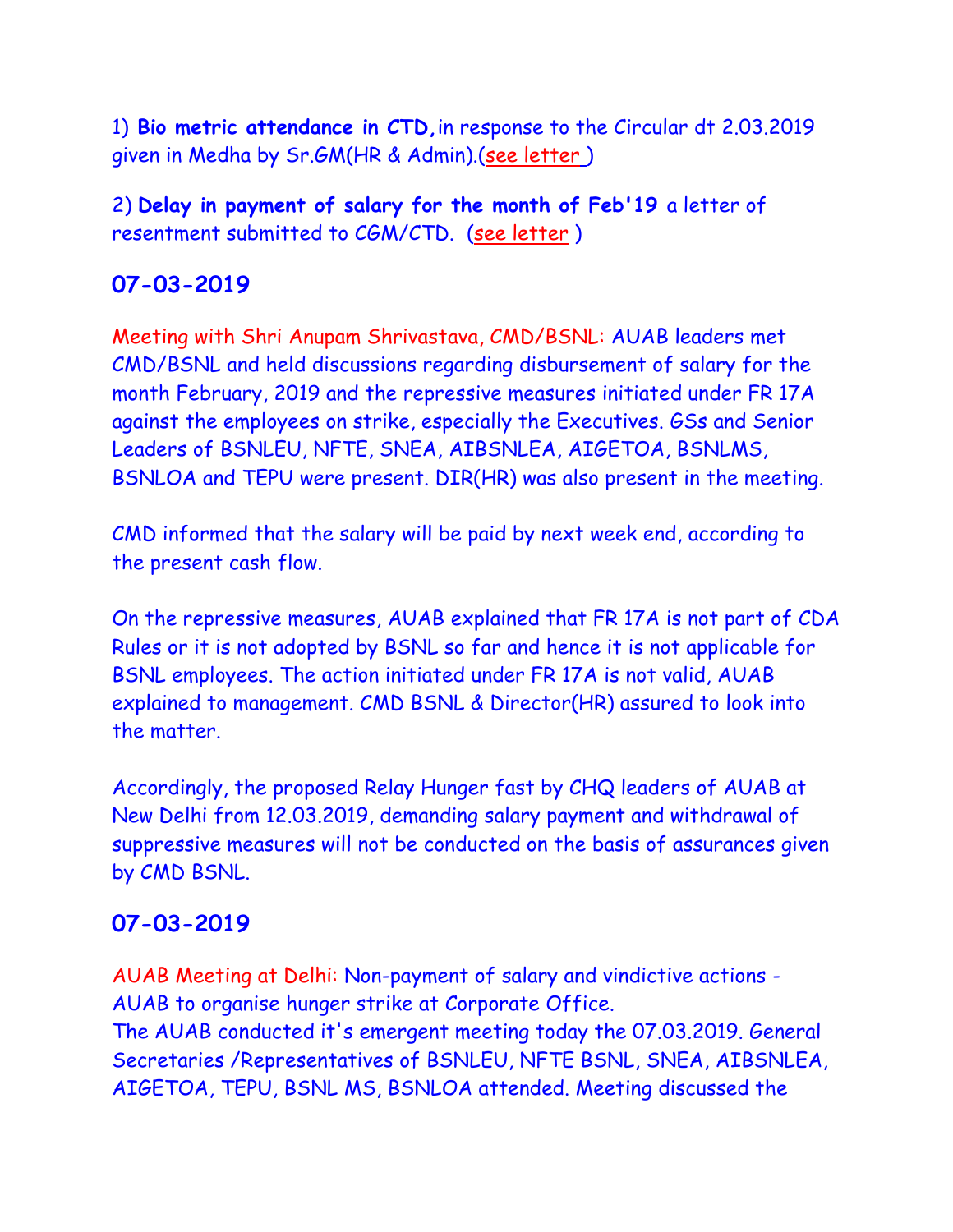1) **Bio metric attendance in CTD,** in response to the Circular dt 2.03.2019 given in Medha by Sr.GM(HR & Admin).(see letter )

2) **Delay in payment of salary for the month of Feb'19** a letter of resentment submitted to CGM/CTD. (see letter )

## 07-03-2019

Meeting with Shri Anupam Shrivastava, CMD/BSNL: AUAB leaders met CMD/BSNL and held discussions regarding disbursement of salary for the month February, 2019 and the repressive measures initiated under FR 17A against the employees on strike, especially the Executives. GSs and Senior Leaders of BSNLEU, NFTE, SNEA, AIBSNLEA, AIGETOA, BSNLMS, BSNLOA and TEPU were present. DIR(HR) was also present in the meeting.

CMD informed that the salary will be paid by next week end, according to the present cash flow.

On the repressive measures, AUAB explained that FR 17A is not part of CDA Rules or it is not adopted by BSNL so far and hence it is not applicable for BSNL employees. The action initiated under FR 17A is not valid, AUAB explained to management. CMD BSNL & Director(HR) assured to look into the matter.

Accordingly, the proposed Relay Hunger fast by CHQ leaders of AUAB at New Delhi from 12.03.2019, demanding salary payment and withdrawal of suppressive measures will not be conducted on the basis of assurances given by CMD BSNL.

## 07-03-2019

AUAB Meeting at Delhi: Non-payment of salary and vindictive actions - AUAB to organise hunger strike at Corporate Office.
The AUAB conducted it's emergent meeting today the 07.03.2019. General Secretaries /Representatives of BSNLEU, NFTE BSNL, SNEA, AIBSNLEA, AIGETOA, TEPU, BSNL MS, BSNLOA attended. Meeting discussed the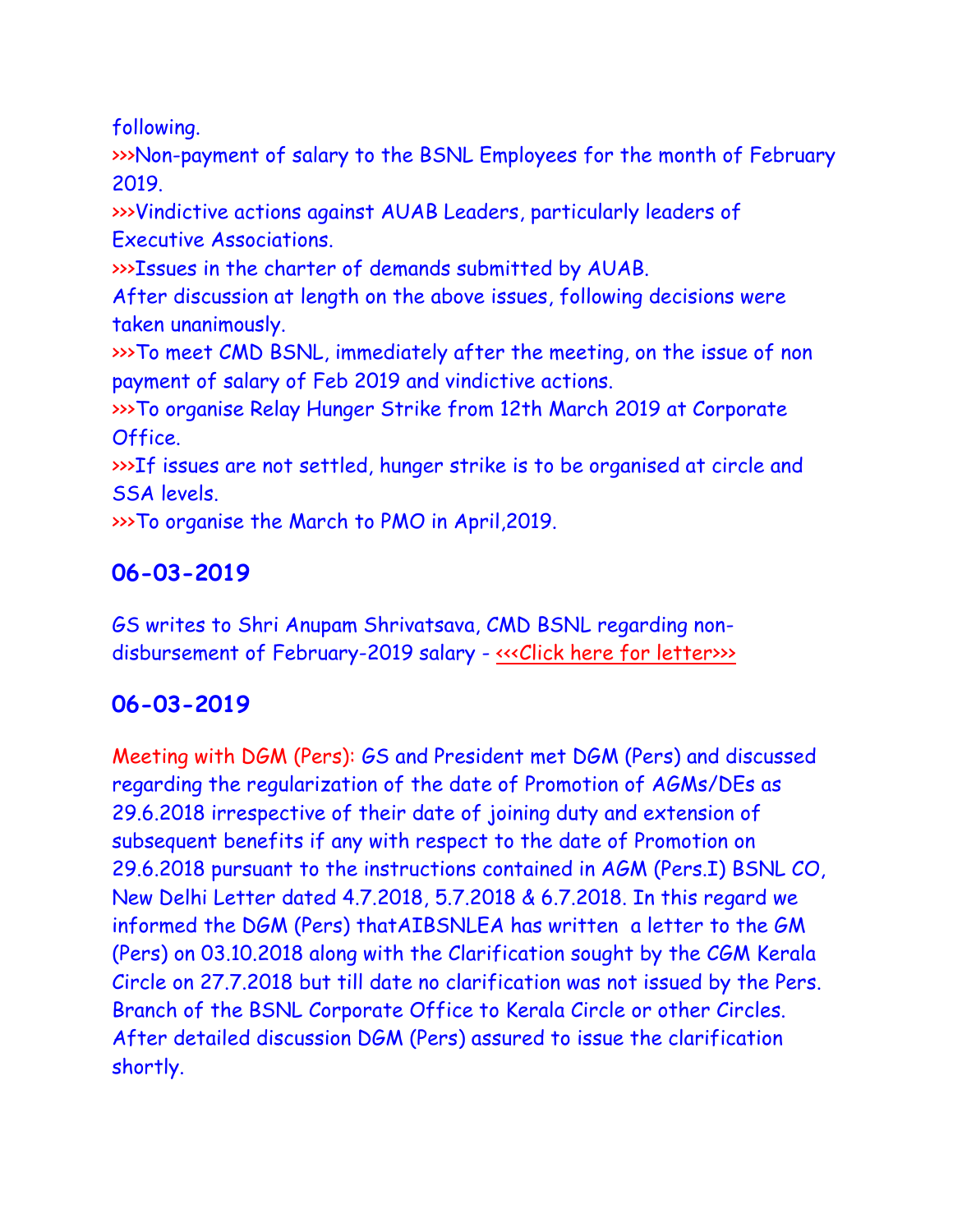following.

>>>Non-payment of salary to the BSNL Employees for the month of February 2019.

>>>Vindictive actions against AUAB Leaders, particularly leaders of Executive Associations.

>>>Issues in the charter of demands submitted by AUAB.

After discussion at length on the above issues, following decisions were taken unanimously.

>>>To meet CMD BSNL, immediately after the meeting, on the issue of non payment of salary of Feb 2019 and vindictive actions.

>>>To organise Relay Hunger Strike from 12th March 2019 at Corporate Office.

>>>If issues are not settled, hunger strike is to be organised at circle and SSA levels.

>>>To organise the March to PMO in April,2019.

## 06-03-2019

GS writes to Shri Anupam Shrivatsava, CMD BSNL regarding non-disbursement of February-2019 salary - <<<Click here for letter>>>

## 06-03-2019

Meeting with DGM (Pers): GS and President met DGM (Pers) and discussed regarding the regularization of the date of Promotion of AGMs/DEs as 29.6.2018 irrespective of their date of joining duty and extension of subsequent benefits if any with respect to the date of Promotion on 29.6.2018 pursuant to the instructions contained in AGM (Pers.I) BSNL CO, New Delhi Letter dated 4.7.2018, 5.7.2018 & 6.7.2018. In this regard we informed the DGM (Pers) thatAIBSNLEA has written a letter to the GM (Pers) on 03.10.2018 along with the Clarification sought by the CGM Kerala Circle on 27.7.2018 but till date no clarification was not issued by the Pers. Branch of the BSNL Corporate Office to Kerala Circle or other Circles. After detailed discussion DGM (Pers) assured to issue the clarification shortly.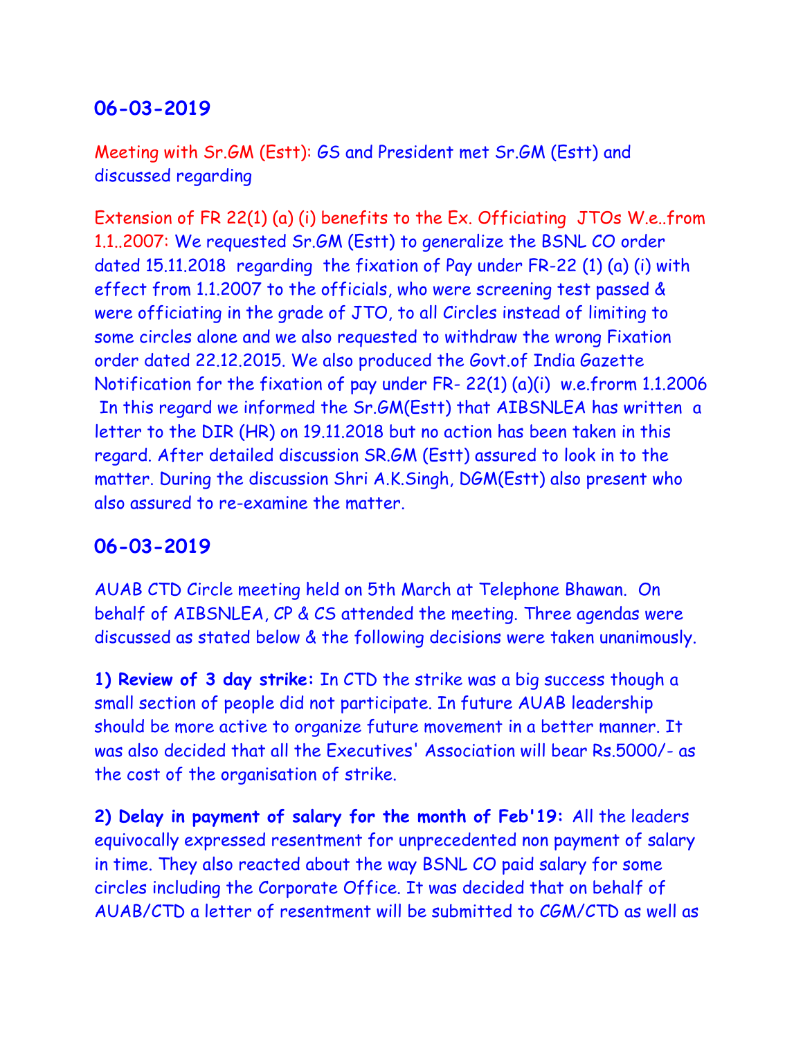## 06-03-2019

Meeting with Sr.GM (Estt): GS and President met Sr.GM (Estt) and discussed regarding

Extension of FR 22(1) (a) (i) benefits to the Ex. Officiating JTOs W.e..from 1.1..2007: We requested Sr.GM (Estt) to generalize the BSNL CO order dated 15.11.2018 regarding the fixation of Pay under FR-22 (1) (a) (i) with effect from 1.1.2007 to the officials, who were screening test passed & were officiating in the grade of JTO, to all Circles instead of limiting to some circles alone and we also requested to withdraw the wrong Fixation order dated 22.12.2015. We also produced the Govt.of India Gazette Notification for the fixation of pay under FR- 22(1) (a)(i) w.e.from 1.1.2006 In this regard we informed the Sr.GM(Estt) that AIBSNLEA has written a letter to the DIR (HR) on 19.11.2018 but no action has been taken in this regard. After detailed discussion SR.GM (Estt) assured to look in to the matter. During the discussion Shri A.K.Singh, DGM(Estt) also present who also assured to re-examine the matter.

## 06-03-2019

AUAB CTD Circle meeting held on 5th March at Telephone Bhawan. On behalf of AIBSNLEA, CP & CS attended the meeting. Three agendas were discussed as stated below & the following decisions were taken unanimously.

**1) Review of 3 day strike:** In CTD the strike was a big success though a small section of people did not participate. In future AUAB leadership should be more active to organize future movement in a better manner. It was also decided that all the Executives' Association will bear Rs.5000/- as the cost of the organisation of strike.

**2) Delay in payment of salary for the month of Feb'19:** All the leaders equivocally expressed resentment for unprecedented non payment of salary in time. They also reacted about the way BSNL CO paid salary for some circles including the Corporate Office. It was decided that on behalf of AUAB/CTD a letter of resentment will be submitted to CGM/CTD as well as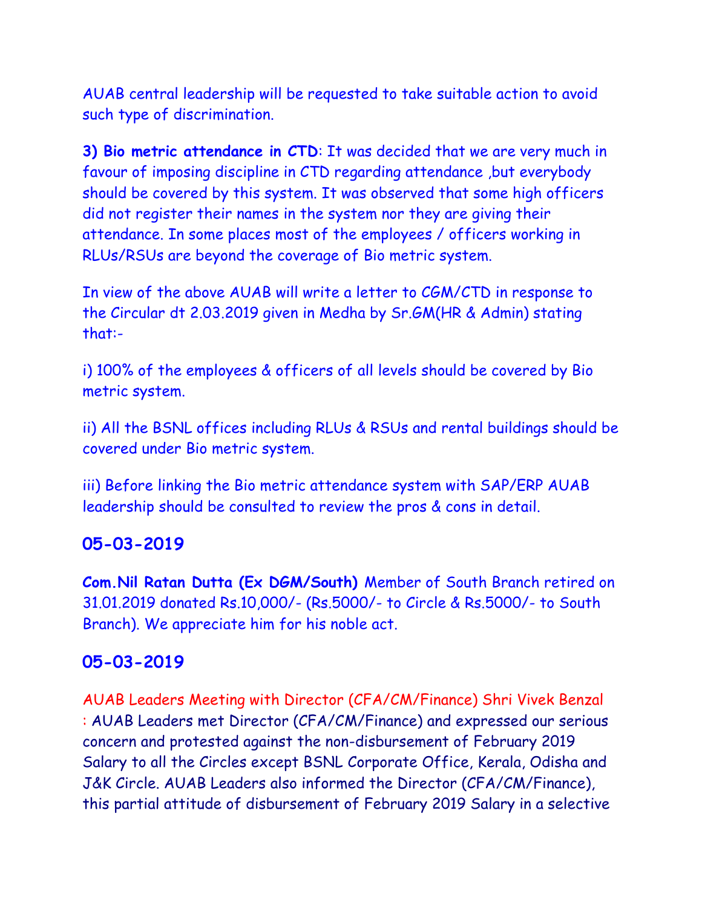AUAB central leadership will be requested to take suitable action to avoid such type of discrimination.

**3) Bio metric attendance in CTD**: It was decided that we are very much in favour of imposing discipline in CTD regarding attendance ,but everybody should be covered by this system. It was observed that some high officers did not register their names in the system nor they are giving their attendance. In some places most of the employees / officers working in RLUs/RSUs are beyond the coverage of Bio metric system.

In view of the above AUAB will write a letter to CGM/CTD in response to the Circular dt 2.03.2019 given in Medha by Sr.GM(HR & Admin) stating that:-

i) 100% of the employees & officers of all levels should be covered by Bio metric system.

ii) All the BSNL offices including RLUs & RSUs and rental buildings should be covered under Bio metric system.

iii) Before linking the Bio metric attendance system with SAP/ERP AUAB leadership should be consulted to review the pros & cons in detail.

## 05-03-2019

**Com.Nil Ratan Dutta (Ex DGM/South)** Member of South Branch retired on 31.01.2019 donated Rs.10,000/- (Rs.5000/- to Circle & Rs.5000/- to South Branch). We appreciate him for his noble act.

## 05-03-2019

AUAB Leaders Meeting with Director (CFA/CM/Finance) Shri Vivek Benzal : AUAB Leaders met Director (CFA/CM/Finance) and expressed our serious concern and protested against the non-disbursement of February 2019 Salary to all the Circles except BSNL Corporate Office, Kerala, Odisha and J&K Circle. AUAB Leaders also informed the Director (CFA/CM/Finance), this partial attitude of disbursement of February 2019 Salary in a selective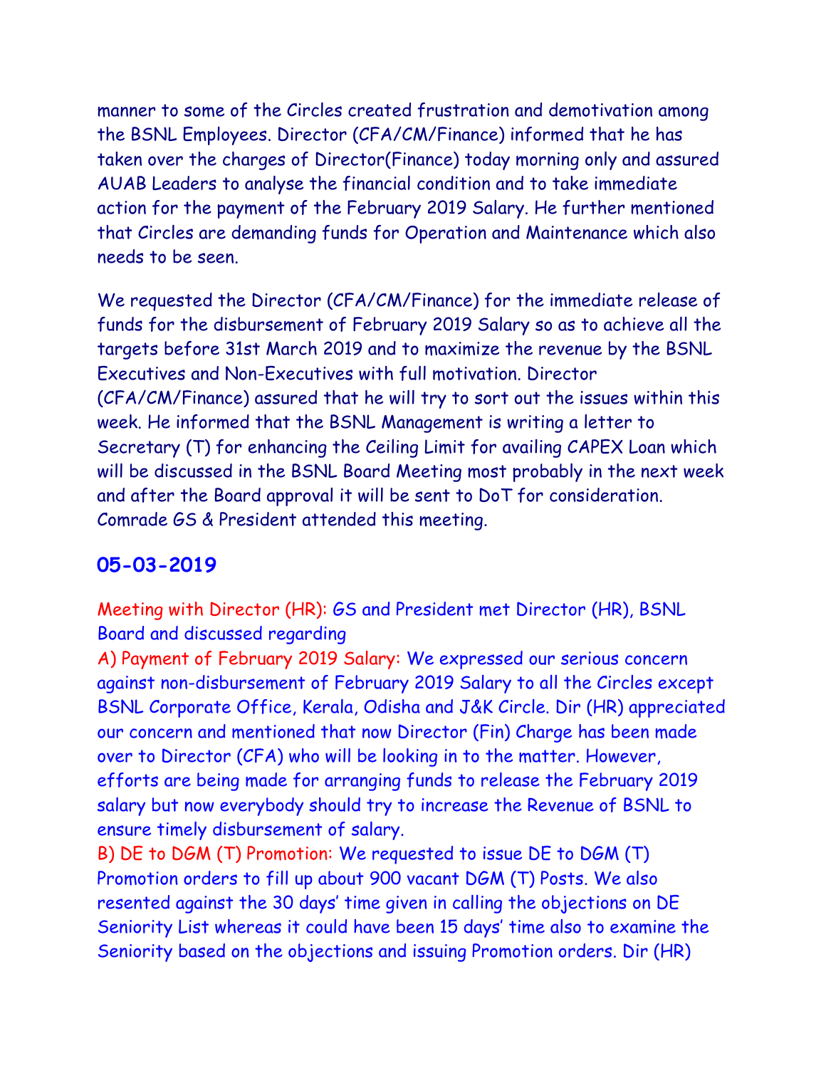manner to some of the Circles created frustration and demotivation among the BSNL Employees. Director (CFA/CM/Finance) informed that he has taken over the charges of Director(Finance) today morning only and assured AUAB Leaders to analyse the financial condition and to take immediate action for the payment of the February 2019 Salary. He further mentioned that Circles are demanding funds for Operation and Maintenance which also needs to be seen.

We requested the Director (CFA/CM/Finance) for the immediate release of funds for the disbursement of February 2019 Salary so as to achieve all the targets before 31st March 2019 and to maximize the revenue by the BSNL Executives and Non-Executives with full motivation. Director (CFA/CM/Finance) assured that he will try to sort out the issues within this week. He informed that the BSNL Management is writing a letter to Secretary (T) for enhancing the Ceiling Limit for availing CAPEX Loan which will be discussed in the BSNL Board Meeting most probably in the next week and after the Board approval it will be sent to DoT for consideration. Comrade GS & President attended this meeting.

## 05-03-2019

Meeting with Director (HR): GS and President met Director (HR), BSNL Board and discussed regarding

A) Payment of February 2019 Salary: We expressed our serious concern against non-disbursement of February 2019 Salary to all the Circles except BSNL Corporate Office, Kerala, Odisha and J&K Circle. Dir (HR) appreciated our concern and mentioned that now Director (Fin) Charge has been made over to Director (CFA) who will be looking in to the matter. However, efforts are being made for arranging funds to release the February 2019 salary but now everybody should try to increase the Revenue of BSNL to ensure timely disbursement of salary.

B) DE to DGM (T) Promotion: We requested to issue DE to DGM (T) Promotion orders to fill up about 900 vacant DGM (T) Posts. We also resented against the 30 days' time given in calling the objections on DE Seniority List whereas it could have been 15 days' time also to examine the Seniority based on the objections and issuing Promotion orders. Dir (HR)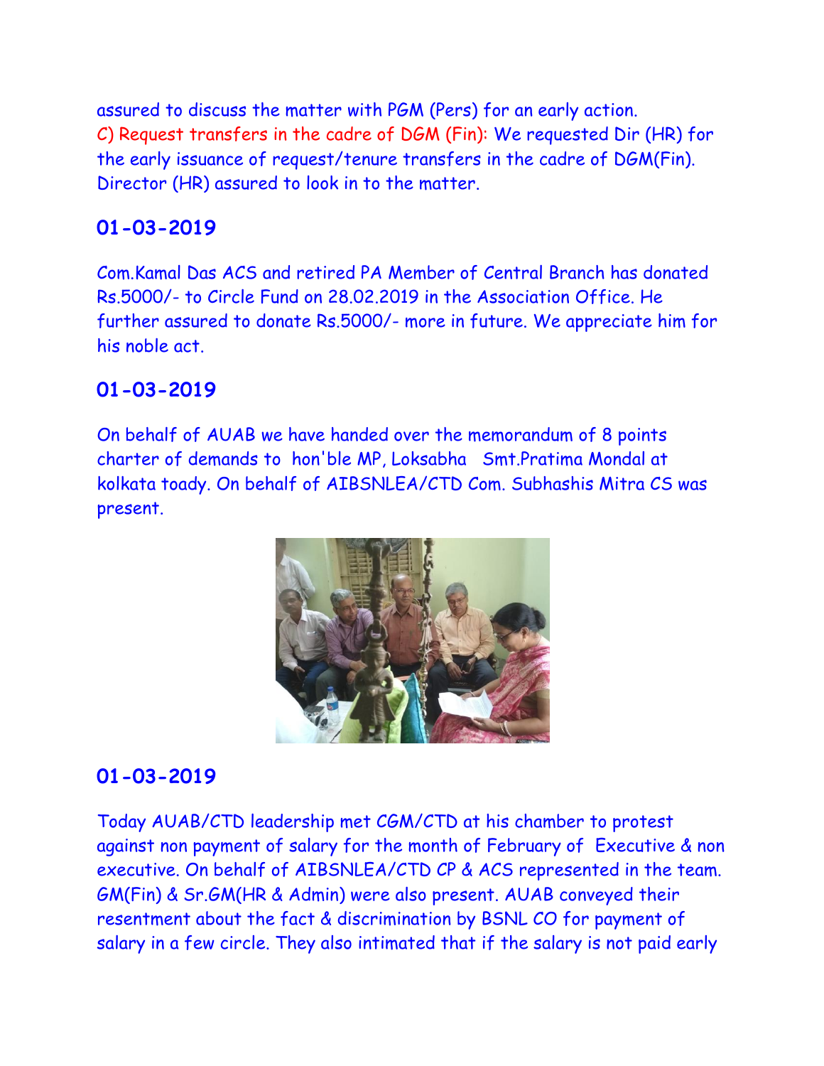assured to discuss the matter with PGM (Pers) for an early action.
C) Request transfers in the cadre of DGM (Fin): We requested Dir (HR) for the early issuance of request/tenure transfers in the cadre of DGM(Fin). Director (HR) assured to look in to the matter.

## 01-03-2019

Com.Kamal Das ACS and retired PA Member of Central Branch has donated Rs.5000/- to Circle Fund on 28.02.2019 in the Association Office. He further assured to donate Rs.5000/- more in future. We appreciate him for his noble act.

## 01-03-2019

On behalf of AUAB we have handed over the memorandum of 8 points charter of demands to hon'ble MP, Loksabha Smt.Pratima Mondal at kolkata toady. On behalf of AIBSNLEA/CTD Com. Subhashis Mitra CS was present.

## 01-03-2019

Today AUAB/CTD leadership met CGM/CTD at his chamber to protest against non payment of salary for the month of February of Executive & non executive. On behalf of AIBSNLEA/CTD CP & ACS represented in the team. GM(Fin) & Sr.GM(HR & Admin) were also present. AUAB conveyed their resentment about the fact & discrimination by BSNL CO for payment of salary in a few circle. They also intimated that if the salary is not paid early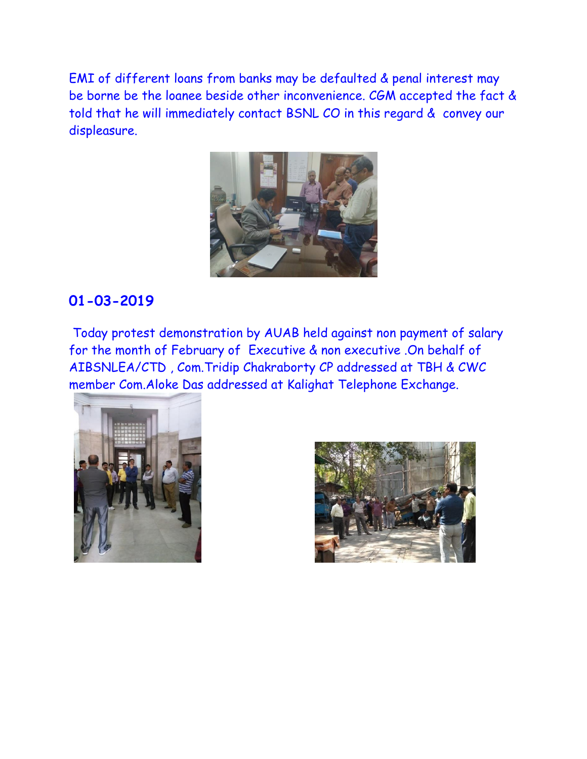EMI of different loans from banks may be defaulted & penal interest may be borne be the loanee beside other inconvenience. CGM accepted the fact & told that he will immediately contact BSNL CO in this regard & convey our displeasure.

## 01-03-2019

Today protest demonstration by AUAB held against non payment of salary for the month of February of Executive & non executive .On behalf of AIBSNLEA/CTD , Com.Tridip Chakraborty CP addressed at TBH & CWC member Com.Aloke Das addressed at Kalighat Telephone Exchange.